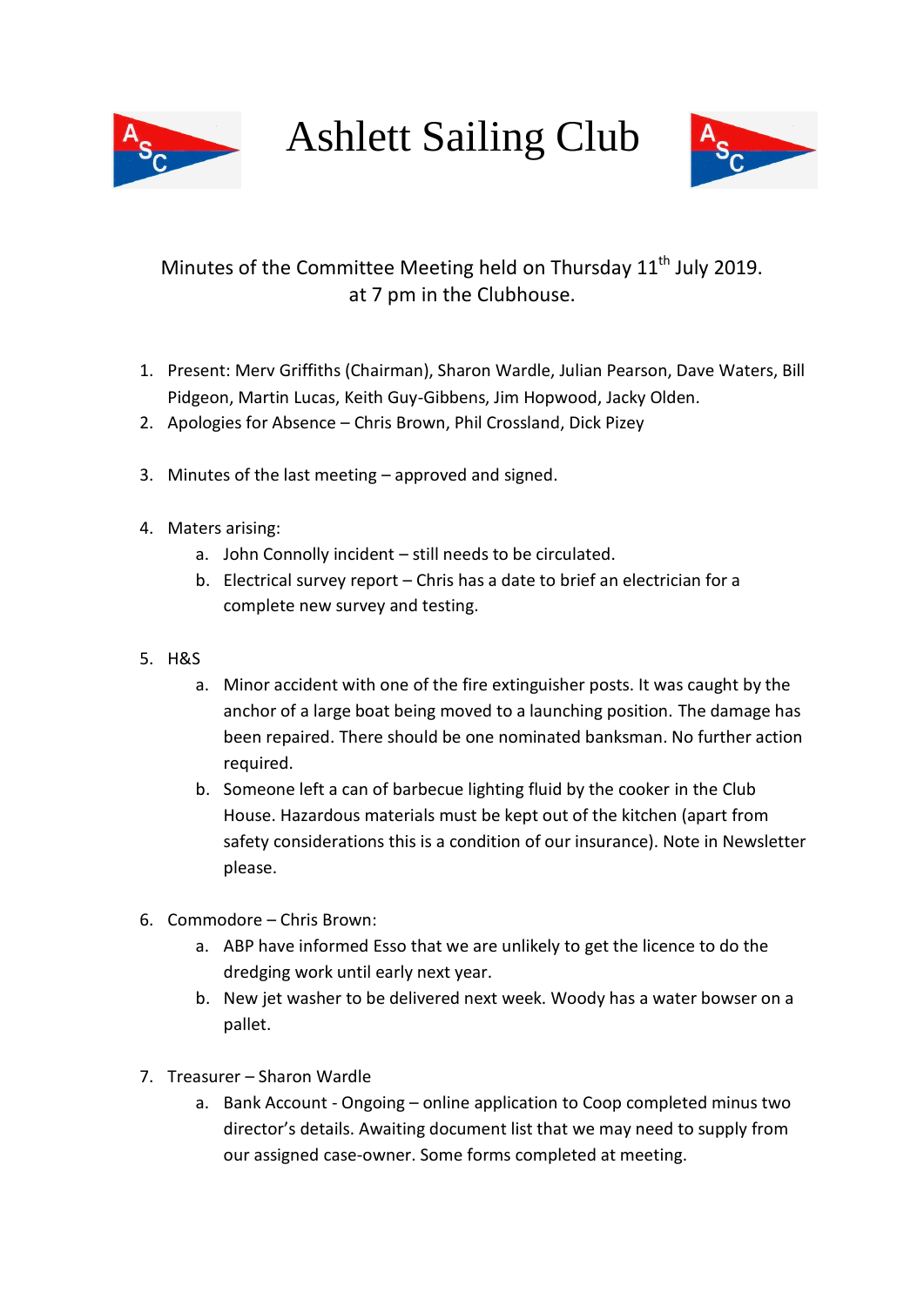# Ashlett Sailing Club

Minutes of the Committee Meeting held on Thursday 11th July 2019.
at 7 pm in the Clubhouse.

1. Present: Merv Griffiths (Chairman), Sharon Wardle, Julian Pearson, Dave Waters, Bill Pidgeon, Martin Lucas, Keith Guy-Gibbens, Jim Hopwood, Jacky Olden.
2. Apologies for Absence – Chris Brown, Phil Crossland, Dick Pizey
3. Minutes of the last meeting – approved and signed.
4. Maters arising:
   a. John Connolly incident – still needs to be circulated.
   b. Electrical survey report – Chris has a date to brief an electrician for a complete new survey and testing.
5. H&S
   a. Minor accident with one of the fire extinguisher posts. It was caught by the anchor of a large boat being moved to a launching position. The damage has been repaired. There should be one nominated banksman. No further action required.
   b. Someone left a can of barbecue lighting fluid by the cooker in the Club House. Hazardous materials must be kept out of the kitchen (apart from safety considerations this is a condition of our insurance). Note in Newsletter please.
6. Commodore – Chris Brown:
   a. ABP have informed Esso that we are unlikely to get the licence to do the dredging work until early next year.
   b. New jet washer to be delivered next week. Woody has a water bowser on a pallet.
7. Treasurer – Sharon Wardle
   a. Bank Account - Ongoing – online application to Coop completed minus two director's details. Awaiting document list that we may need to supply from our assigned case-owner. Some forms completed at meeting.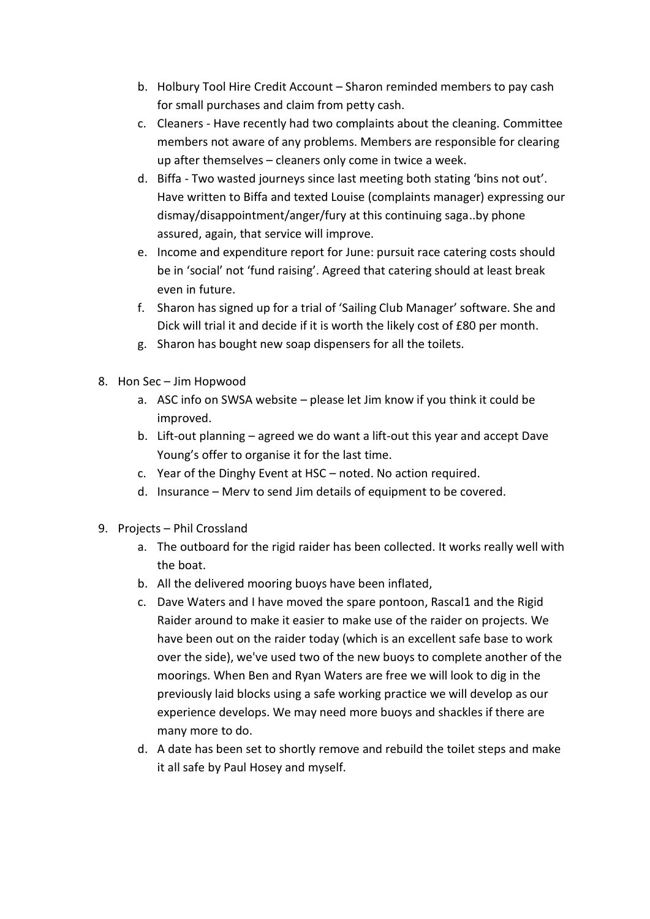b. Holbury Tool Hire Credit Account – Sharon reminded members to pay cash for small purchases and claim from petty cash.
c. Cleaners - Have recently had two complaints about the cleaning. Committee members not aware of any problems. Members are responsible for clearing up after themselves – cleaners only come in twice a week.
d. Biffa - Two wasted journeys since last meeting both stating 'bins not out'. Have written to Biffa and texted Louise (complaints manager) expressing our dismay/disappointment/anger/fury at this continuing saga..by phone assured, again, that service will improve.
e. Income and expenditure report for June: pursuit race catering costs should be in 'social' not 'fund raising'. Agreed that catering should at least break even in future.
f. Sharon has signed up for a trial of 'Sailing Club Manager' software. She and Dick will trial it and decide if it is worth the likely cost of £80 per month.
g. Sharon has bought new soap dispensers for all the toilets.

8. Hon Sec – Jim Hopwood
   a. ASC info on SWSA website – please let Jim know if you think it could be improved.
   b. Lift-out planning – agreed we do want a lift-out this year and accept Dave Young's offer to organise it for the last time.
   c. Year of the Dinghy Event at HSC – noted. No action required.
   d. Insurance – Merv to send Jim details of equipment to be covered.

9. Projects – Phil Crossland
   a. The outboard for the rigid raider has been collected. It works really well with the boat.
   b. All the delivered mooring buoys have been inflated,
   c. Dave Waters and I have moved the spare pontoon, Rascal1 and the Rigid Raider around to make it easier to make use of the raider on projects. We have been out on the raider today (which is an excellent safe base to work over the side), we've used two of the new buoys to complete another of the moorings. When Ben and Ryan Waters are free we will look to dig in the previously laid blocks using a safe working practice we will develop as our experience develops. We may need more buoys and shackles if there are many more to do.
   d. A date has been set to shortly remove and rebuild the toilet steps and make it all safe by Paul Hosey and myself.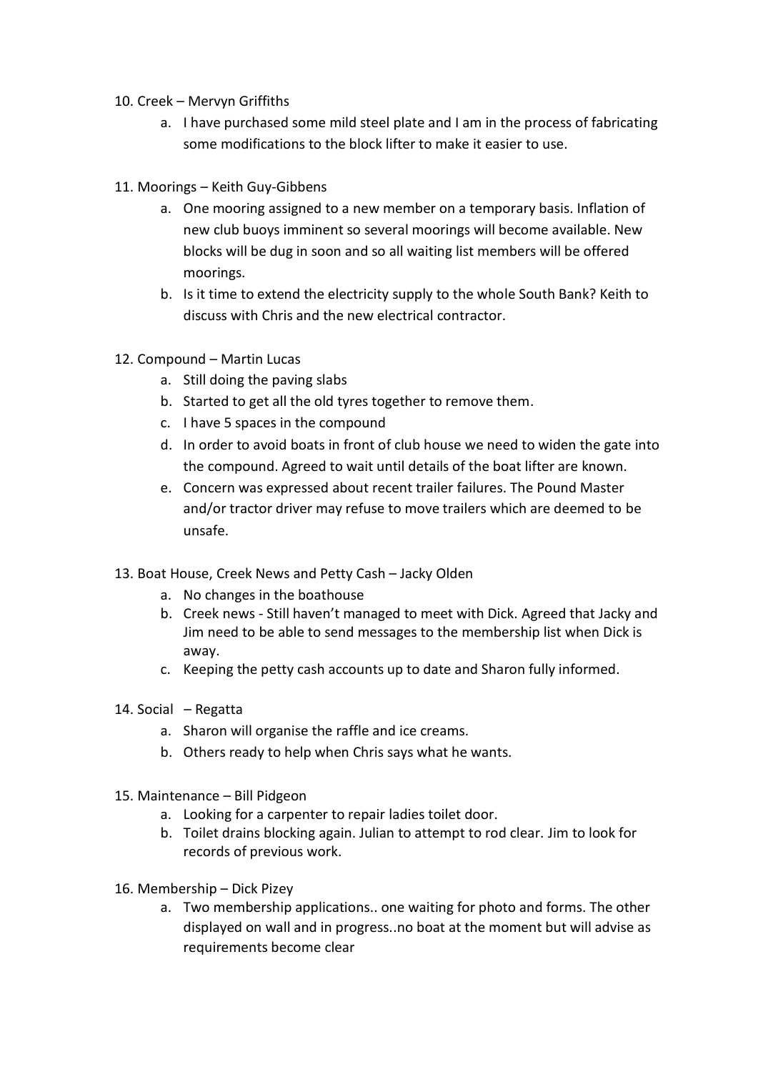10. Creek – Mervyn Griffiths
    a. I have purchased some mild steel plate and I am in the process of fabricating some modifications to the block lifter to make it easier to use.

11. Moorings – Keith Guy-Gibbens
    a. One mooring assigned to a new member on a temporary basis. Inflation of new club buoys imminent so several moorings will become available. New blocks will be dug in soon and so all waiting list members will be offered moorings.
    b. Is it time to extend the electricity supply to the whole South Bank? Keith to discuss with Chris and the new electrical contractor.

12. Compound – Martin Lucas
    a. Still doing the paving slabs
    b. Started to get all the old tyres together to remove them.
    c. I have 5 spaces in the compound
    d. In order to avoid boats in front of club house we need to widen the gate into the compound. Agreed to wait until details of the boat lifter are known.
    e. Concern was expressed about recent trailer failures. The Pound Master and/or tractor driver may refuse to move trailers which are deemed to be unsafe.

13. Boat House, Creek News and Petty Cash – Jacky Olden
    a. No changes in the boathouse
    b. Creek news - Still haven't managed to meet with Dick. Agreed that Jacky and Jim need to be able to send messages to the membership list when Dick is away.
    c. Keeping the petty cash accounts up to date and Sharon fully informed.

14. Social – Regatta
    a. Sharon will organise the raffle and ice creams.
    b. Others ready to help when Chris says what he wants.

15. Maintenance – Bill Pidgeon
    a. Looking for a carpenter to repair ladies toilet door.
    b. Toilet drains blocking again. Julian to attempt to rod clear. Jim to look for records of previous work.

16. Membership – Dick Pizey
    a. Two membership applications.. one waiting for photo and forms. The other displayed on wall and in progress..no boat at the moment but will advise as requirements become clear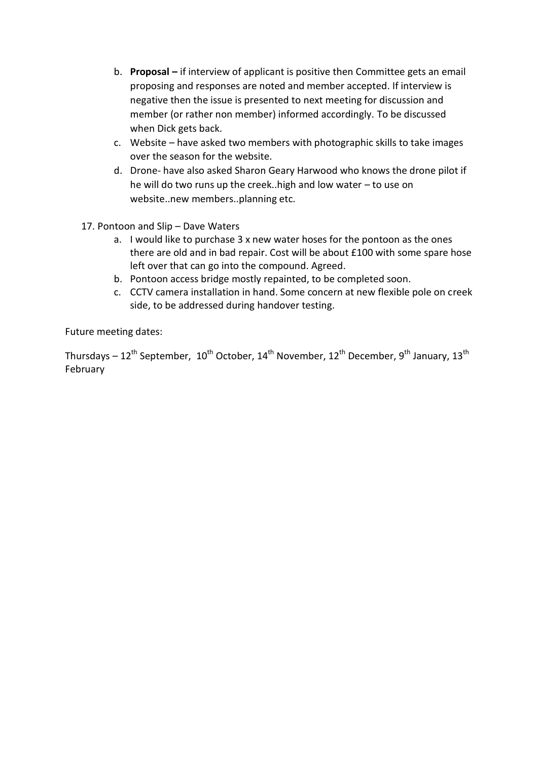b. **Proposal –** if interview of applicant is positive then Committee gets an email proposing and responses are noted and member accepted. If interview is negative then the issue is presented to next meeting for discussion and member (or rather non member) informed accordingly. To be discussed when Dick gets back.
c. Website – have asked two members with photographic skills to take images over the season for the website.
d. Drone- have also asked Sharon Geary Harwood who knows the drone pilot if he will do two runs up the creek..high and low water – to use on website..new members..planning etc.

17. Pontoon and Slip – Dave Waters
    a. I would like to purchase 3 x new water hoses for the pontoon as the ones there are old and in bad repair. Cost will be about £100 with some spare hose left over that can go into the compound. Agreed.
    b. Pontoon access bridge mostly repainted, to be completed soon.
    c. CCTV camera installation in hand. Some concern at new flexible pole on creek side, to be addressed during handover testing.

Future meeting dates:

Thursdays – 12th September, 10th October, 14th November, 12th December, 9th January, 13th February